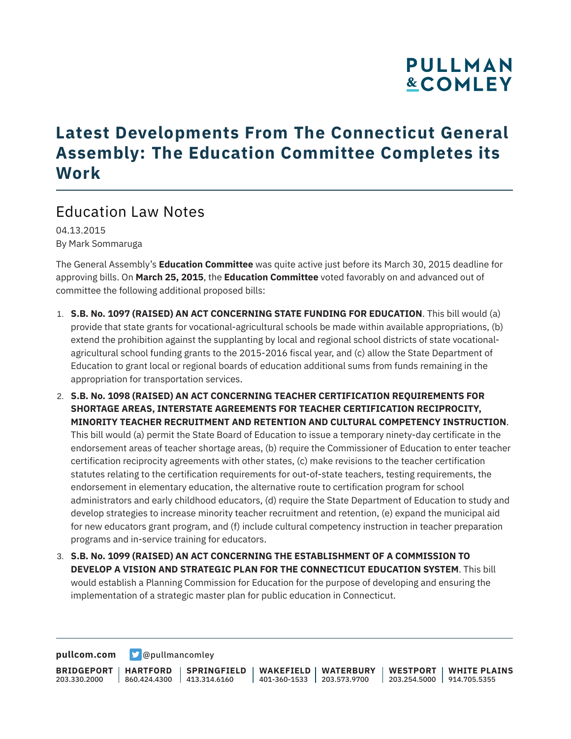# Latest Developments From The Connecticut General Assembly: The Education Committee Completes its Work

## Education Law Notes

04.13.2015
By Mark Sommaruga

The General Assembly's **Education Committee** was quite active just before its March 30, 2015 deadline for approving bills. On **March 25, 2015**, the **Education Committee** voted favorably on and advanced out of committee the following additional proposed bills:

1. **S.B. No. 1097 (RAISED) AN ACT CONCERNING STATE FUNDING FOR EDUCATION**. This bill would (a) provide that state grants for vocational-agricultural schools be made within available appropriations, (b) extend the prohibition against the supplanting by local and regional school districts of state vocational-agricultural school funding grants to the 2015-2016 fiscal year, and (c) allow the State Department of Education to grant local or regional boards of education additional sums from funds remaining in the appropriation for transportation services.
2. **S.B. No. 1098 (RAISED) AN ACT CONCERNING TEACHER CERTIFICATION REQUIREMENTS FOR SHORTAGE AREAS, INTERSTATE AGREEMENTS FOR TEACHER CERTIFICATION RECIPROCITY, MINORITY TEACHER RECRUITMENT AND RETENTION AND CULTURAL COMPETENCY INSTRUCTION**. This bill would (a) permit the State Board of Education to issue a temporary ninety-day certificate in the endorsement areas of teacher shortage areas, (b) require the Commissioner of Education to enter teacher certification reciprocity agreements with other states, (c) make revisions to the teacher certification statutes relating to the certification requirements for out-of-state teachers, testing requirements, the endorsement in elementary education, the alternative route to certification program for school administrators and early childhood educators, (d) require the State Department of Education to study and develop strategies to increase minority teacher recruitment and retention, (e) expand the municipal aid for new educators grant program, and (f) include cultural competency instruction in teacher preparation programs and in-service training for educators.
3. **S.B. No. 1099 (RAISED) AN ACT CONCERNING THE ESTABLISHMENT OF A COMMISSION TO DEVELOP A VISION AND STRATEGIC PLAN FOR THE CONNECTICUT EDUCATION SYSTEM**. This bill would establish a Planning Commission for Education for the purpose of developing and ensuring the implementation of a strategic master plan for public education in Connecticut.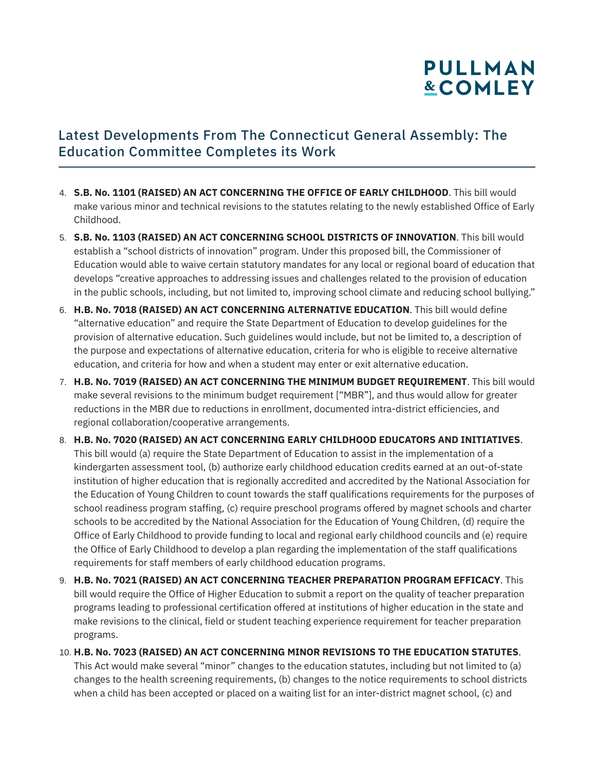## Latest Developments From The Connecticut General Assembly: The Education Committee Completes its Work

4. **S.B. No. 1101 (RAISED) AN ACT CONCERNING THE OFFICE OF EARLY CHILDHOOD**. This bill would make various minor and technical revisions to the statutes relating to the newly established Office of Early Childhood.
5. **S.B. No. 1103 (RAISED) AN ACT CONCERNING SCHOOL DISTRICTS OF INNOVATION**. This bill would establish a "school districts of innovation" program. Under this proposed bill, the Commissioner of Education would able to waive certain statutory mandates for any local or regional board of education that develops "creative approaches to addressing issues and challenges related to the provision of education in the public schools, including, but not limited to, improving school climate and reducing school bullying."
6. **H.B. No. 7018 (RAISED) AN ACT CONCERNING ALTERNATIVE EDUCATION**. This bill would define "alternative education" and require the State Department of Education to develop guidelines for the provision of alternative education. Such guidelines would include, but not be limited to, a description of the purpose and expectations of alternative education, criteria for who is eligible to receive alternative education, and criteria for how and when a student may enter or exit alternative education.
7. **H.B. No. 7019 (RAISED) AN ACT CONCERNING THE MINIMUM BUDGET REQUIREMENT**. This bill would make several revisions to the minimum budget requirement ["MBR"], and thus would allow for greater reductions in the MBR due to reductions in enrollment, documented intra-district efficiencies, and regional collaboration/cooperative arrangements.
8. **H.B. No. 7020 (RAISED) AN ACT CONCERNING EARLY CHILDHOOD EDUCATORS AND INITIATIVES**. This bill would (a) require the State Department of Education to assist in the implementation of a kindergarten assessment tool, (b) authorize early childhood education credits earned at an out-of-state institution of higher education that is regionally accredited and accredited by the National Association for the Education of Young Children to count towards the staff qualifications requirements for the purposes of school readiness program staffing, (c) require preschool programs offered by magnet schools and charter schools to be accredited by the National Association for the Education of Young Children, (d) require the Office of Early Childhood to provide funding to local and regional early childhood councils and (e) require the Office of Early Childhood to develop a plan regarding the implementation of the staff qualifications requirements for staff members of early childhood education programs.
9. **H.B. No. 7021 (RAISED) AN ACT CONCERNING TEACHER PREPARATION PROGRAM EFFICACY**. This bill would require the Office of Higher Education to submit a report on the quality of teacher preparation programs leading to professional certification offered at institutions of higher education in the state and make revisions to the clinical, field or student teaching experience requirement for teacher preparation programs.
10. **H.B. No. 7023 (RAISED) AN ACT CONCERNING MINOR REVISIONS TO THE EDUCATION STATUTES**. This Act would make several "minor" changes to the education statutes, including but not limited to (a) changes to the health screening requirements, (b) changes to the notice requirements to school districts when a child has been accepted or placed on a waiting list for an inter-district magnet school, (c) and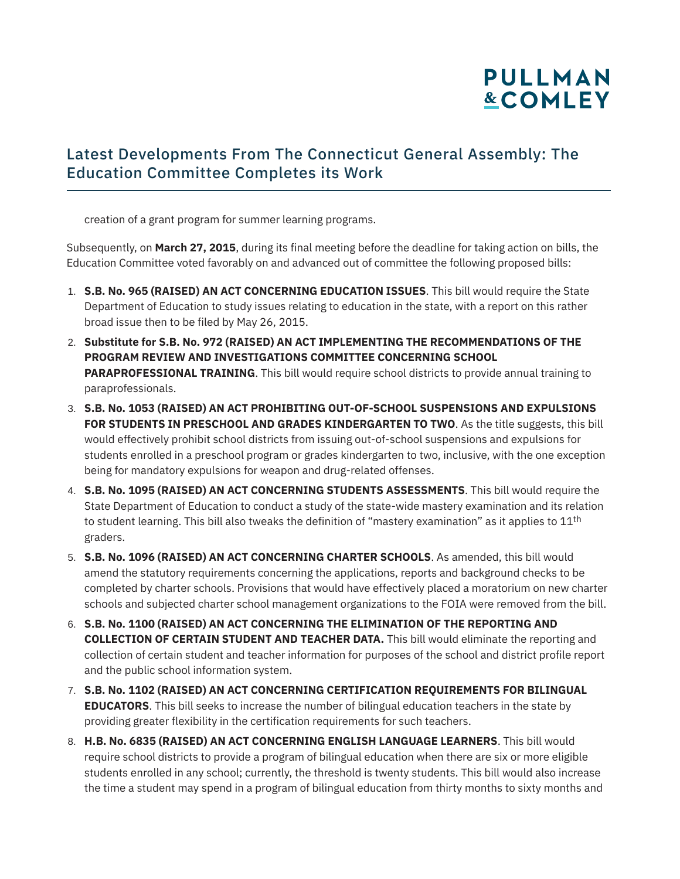creation of a grant program for summer learning programs.

Subsequently, on **March 27, 2015**, during its final meeting before the deadline for taking action on bills, the Education Committee voted favorably on and advanced out of committee the following proposed bills:

1. **S.B. No. 965 (RAISED) AN ACT CONCERNING EDUCATION ISSUES**. This bill would require the State Department of Education to study issues relating to education in the state, with a report on this rather broad issue then to be filed by May 26, 2015.
2. **Substitute for S.B. No. 972 (RAISED) AN ACT IMPLEMENTING THE RECOMMENDATIONS OF THE PROGRAM REVIEW AND INVESTIGATIONS COMMITTEE CONCERNING SCHOOL PARAPROFESSIONAL TRAINING**. This bill would require school districts to provide annual training to paraprofessionals.
3. **S.B. No. 1053 (RAISED) AN ACT PROHIBITING OUT-OF-SCHOOL SUSPENSIONS AND EXPULSIONS FOR STUDENTS IN PRESCHOOL AND GRADES KINDERGARTEN TO TWO**. As the title suggests, this bill would effectively prohibit school districts from issuing out-of-school suspensions and expulsions for students enrolled in a preschool program or grades kindergarten to two, inclusive, with the one exception being for mandatory expulsions for weapon and drug-related offenses.
4. **S.B. No. 1095 (RAISED) AN ACT CONCERNING STUDENTS ASSESSMENTS**. This bill would require the State Department of Education to conduct a study of the state-wide mastery examination and its relation to student learning. This bill also tweaks the definition of "mastery examination" as it applies to 11th graders.
5. **S.B. No. 1096 (RAISED) AN ACT CONCERNING CHARTER SCHOOLS**. As amended, this bill would amend the statutory requirements concerning the applications, reports and background checks to be completed by charter schools. Provisions that would have effectively placed a moratorium on new charter schools and subjected charter school management organizations to the FOIA were removed from the bill.
6. **S.B. No. 1100 (RAISED) AN ACT CONCERNING THE ELIMINATION OF THE REPORTING AND COLLECTION OF CERTAIN STUDENT AND TEACHER DATA.** This bill would eliminate the reporting and collection of certain student and teacher information for purposes of the school and district profile report and the public school information system.
7. **S.B. No. 1102 (RAISED) AN ACT CONCERNING CERTIFICATION REQUIREMENTS FOR BILINGUAL EDUCATORS**. This bill seeks to increase the number of bilingual education teachers in the state by providing greater flexibility in the certification requirements for such teachers.
8. **H.B. No. 6835 (RAISED) AN ACT CONCERNING ENGLISH LANGUAGE LEARNERS**. This bill would require school districts to provide a program of bilingual education when there are six or more eligible students enrolled in any school; currently, the threshold is twenty students. This bill would also increase the time a student may spend in a program of bilingual education from thirty months to sixty months and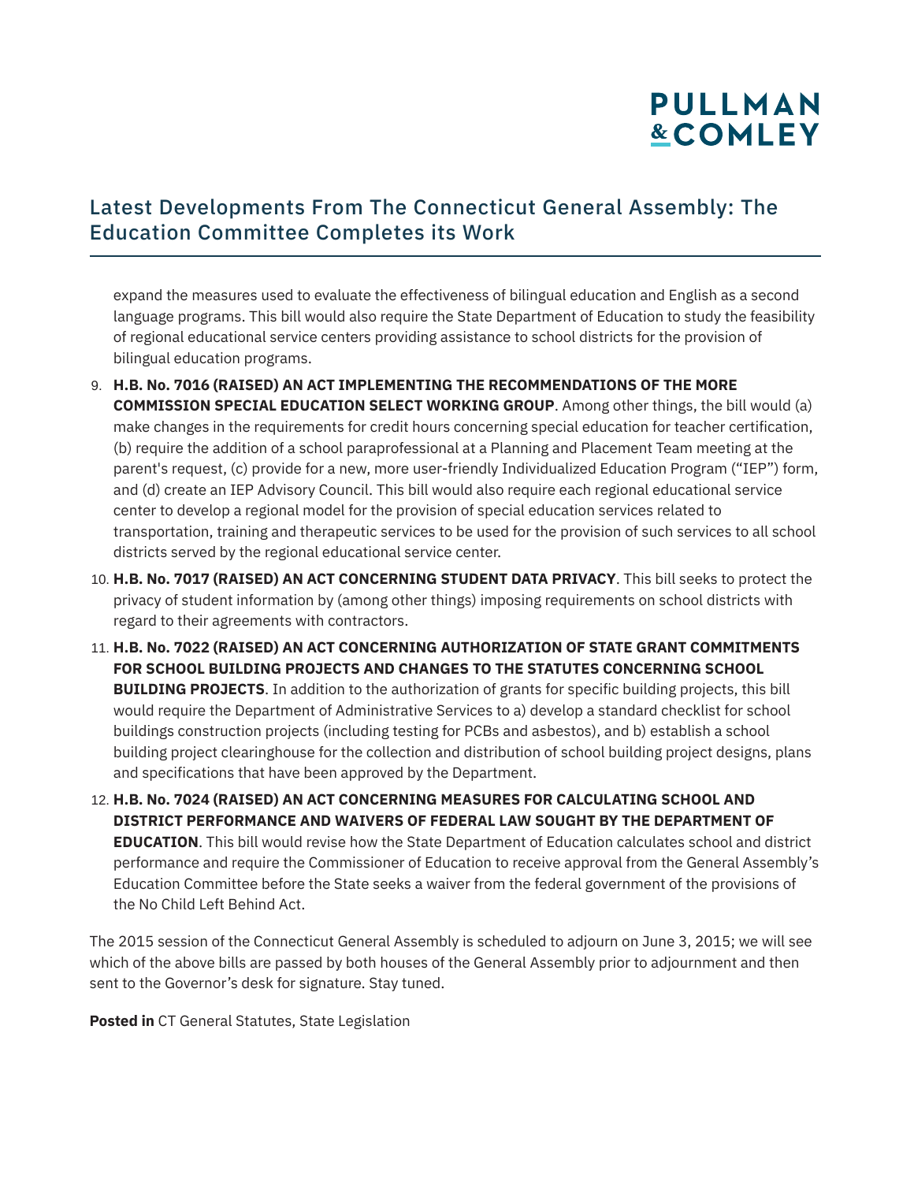expand the measures used to evaluate the effectiveness of bilingual education and English as a second language programs. This bill would also require the State Department of Education to study the feasibility of regional educational service centers providing assistance to school districts for the provision of bilingual education programs.

9. **H.B. No. 7016 (RAISED) AN ACT IMPLEMENTING THE RECOMMENDATIONS OF THE MORE COMMISSION SPECIAL EDUCATION SELECT WORKING GROUP**. Among other things, the bill would (a) make changes in the requirements for credit hours concerning special education for teacher certification, (b) require the addition of a school paraprofessional at a Planning and Placement Team meeting at the parent's request, (c) provide for a new, more user-friendly Individualized Education Program ("IEP") form, and (d) create an IEP Advisory Council. This bill would also require each regional educational service center to develop a regional model for the provision of special education services related to transportation, training and therapeutic services to be used for the provision of such services to all school districts served by the regional educational service center.
10. **H.B. No. 7017 (RAISED) AN ACT CONCERNING STUDENT DATA PRIVACY**. This bill seeks to protect the privacy of student information by (among other things) imposing requirements on school districts with regard to their agreements with contractors.
11. **H.B. No. 7022 (RAISED) AN ACT CONCERNING AUTHORIZATION OF STATE GRANT COMMITMENTS FOR SCHOOL BUILDING PROJECTS AND CHANGES TO THE STATUTES CONCERNING SCHOOL BUILDING PROJECTS**. In addition to the authorization of grants for specific building projects, this bill would require the Department of Administrative Services to a) develop a standard checklist for school buildings construction projects (including testing for PCBs and asbestos), and b) establish a school building project clearinghouse for the collection and distribution of school building project designs, plans and specifications that have been approved by the Department.
12. **H.B. No. 7024 (RAISED) AN ACT CONCERNING MEASURES FOR CALCULATING SCHOOL AND DISTRICT PERFORMANCE AND WAIVERS OF FEDERAL LAW SOUGHT BY THE DEPARTMENT OF EDUCATION**. This bill would revise how the State Department of Education calculates school and district performance and require the Commissioner of Education to receive approval from the General Assembly's Education Committee before the State seeks a waiver from the federal government of the provisions of the No Child Left Behind Act.

The 2015 session of the Connecticut General Assembly is scheduled to adjourn on June 3, 2015; we will see which of the above bills are passed by both houses of the General Assembly prior to adjournment and then sent to the Governor's desk for signature. Stay tuned.

**Posted in** CT General Statutes, State Legislation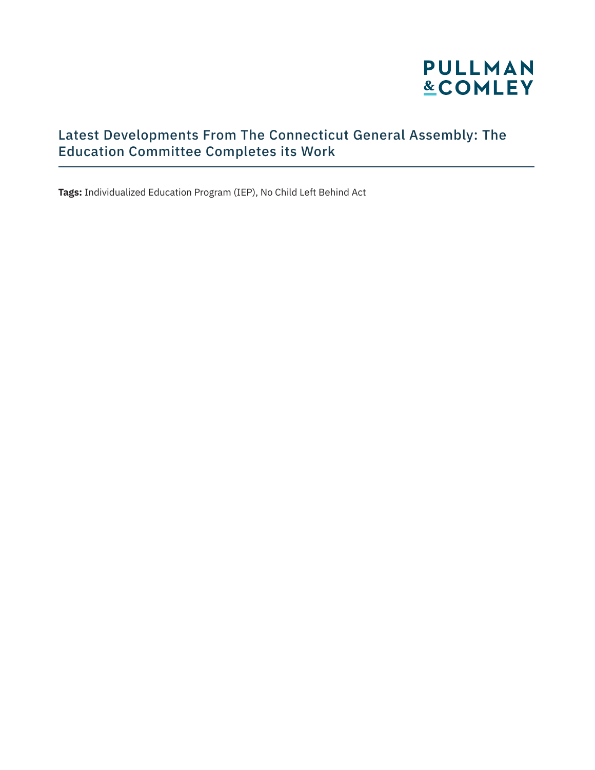# Latest Developments From The Connecticut General Assembly: The Education Committee Completes its Work

**Tags:** Individualized Education Program (IEP), No Child Left Behind Act